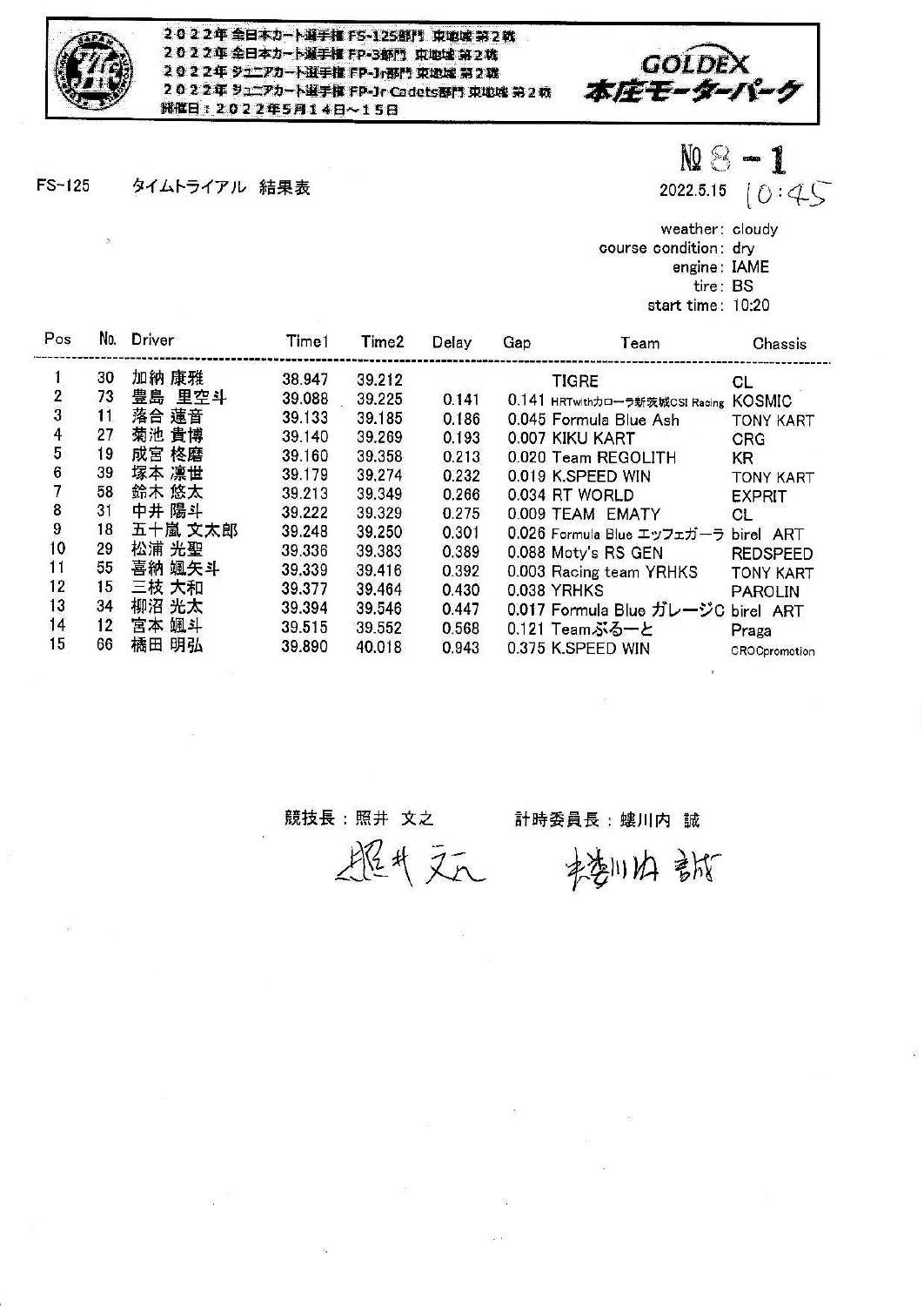2022年 全日本カート選手権 FS-125部門 東地域 第2戦
2022年 全日本カート選手権 FP-3部門 東地域 第2戦
2022年 ジュニアカート選手権 FP-Jr部門 東地域 第2戦
2022年 ジュニアカート選手権 FP-Jr Cadets部門 東地域 第2戦
開催日：2022年5月14日～15日

GOLDEX 本庄モーターパーク

№8－1

FS-125　タイムトライアル　結果表

2022.5.15　10:45

weather: cloudy
course condition: dry
engine: IAME
tire: BS
start time: 10:20

| Pos | No. | Driver | Time1 | Time2 | Delay | Gap | Team | Chassis |
|---|---|---|---|---|---|---|---|---|
| 1 | 30 | 加納 康雅 | 38.947 | 39.212 | | | TIGRE | CL |
| 2 | 73 | 豊島 里空斗 | 39.088 | 39.225 | 0.141 | 0.141 | HRTwithカローラ新茨城CSI Racing | KOSMIC |
| 3 | 11 | 落合 蓮音 | 39.133 | 39.185 | 0.186 | 0.045 | Formula Blue Ash | TONY KART |
| 4 | 27 | 菊池 貴博 | 39.140 | 39.269 | 0.193 | 0.007 | KIKU KART | CRG |
| 5 | 19 | 成宮 柊磨 | 39.160 | 39.358 | 0.213 | 0.020 | Team REGOLITH | KR |
| 6 | 39 | 塚本 凛世 | 39.179 | 39.274 | 0.232 | 0.019 | K.SPEED WIN | TONY KART |
| 7 | 58 | 鈴木 悠太 | 39.213 | 39.349 | 0.266 | 0.034 | RT WORLD | EXPRIT |
| 8 | 31 | 中井 陽斗 | 39.222 | 39.329 | 0.275 | 0.009 | TEAM EMATY | CL |
| 9 | 18 | 五十嵐 文太郎 | 39.248 | 39.250 | 0.301 | 0.026 | Formula Blue エッフェガーラ | birel ART |
| 10 | 29 | 松浦 光聖 | 39.336 | 39.383 | 0.389 | 0.088 | Moty's RS GEN | REDSPEED |
| 11 | 55 | 喜納 颯矢斗 | 39.339 | 39.416 | 0.392 | 0.003 | Racing team YRHKS | TONY KART |
| 12 | 15 | 三枝 大和 | 39.377 | 39.464 | 0.430 | 0.038 | YRHKS | PAROLIN |
| 13 | 34 | 柳沼 光太 | 39.394 | 39.546 | 0.447 | 0.017 | Formula Blue ガレージC | birel ART |
| 14 | 12 | 宮本 颯斗 | 39.515 | 39.552 | 0.568 | 0.121 | Teamぶるーと | Praga |
| 15 | 66 | 橋田 明弘 | 39.890 | 40.018 | 0.943 | 0.375 | K.SPEED WIN | CROCpromotion |

競技長：照井 文之　　計時委員長：螻川内 誠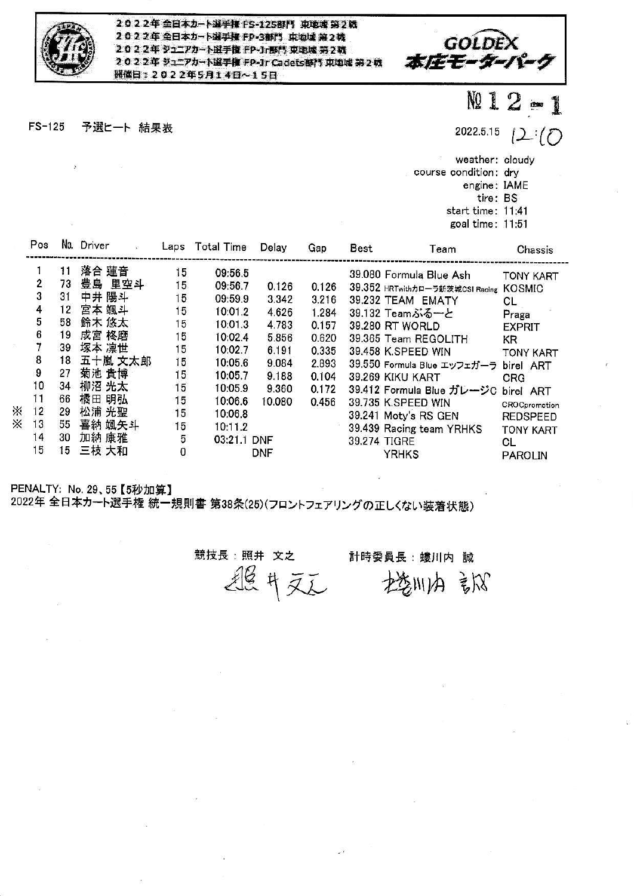2022年 全日本カート選手権 FS-125部門 東地域 第2戦
2022年 全日本カート選手権 FP-3部門 東地域 第2戦
2022年 ジュニアカート選手権 FP-Jr部門 東地域 第2戦
2022年 ジュニアカート選手権 FP-Jr Cadets部門 東地域 第2戦
開催日：2022年5月14日～15日

GOLDEX 本庄モーターパーク

№12-1

FS-125 予選ヒート 結果表

2022.5.15 12:10

weather: cloudy
course condition: dry
engine: IAME
tire: BS
start time: 11:41
goal time: 11:51

| | Pos | No. | Driver | Laps | Total Time | Delay | Gap | Best | Team | Chassis |
|---|---|---|---|---|---|---|---|---|---|---|
| | 1 | 11 | 落合 蓮音 | 15 | 09:56.5 | | | 39.080 | Formula Blue Ash | TONY KART |
| | 2 | 73 | 豊島 里空斗 | 15 | 09:56.7 | 0.126 | 0.126 | 39.352 | HRTwithカローラ新茨城CSI Racing | KOSMIC |
| | 3 | 31 | 中井 陽斗 | 15 | 09:59.9 | 3.342 | 3.216 | 39.232 | TEAM EMATY | CL |
| | 4 | 12 | 宮本 颯斗 | 15 | 10:01.2 | 4.626 | 1.284 | 39.132 | Teamぶるーと | Praga |
| | 5 | 58 | 鈴木 悠太 | 15 | 10:01.3 | 4.783 | 0.157 | 39.280 | RT WORLD | EXPRIT |
| | 6 | 19 | 成宮 柊磨 | 15 | 10:02.4 | 5.856 | 0.620 | 39.365 | Team REGOLITH | KR |
| | 7 | 39 | 塚本 凛世 | 15 | 10:02.7 | 6.191 | 0.335 | 39.458 | K.SPEED WIN | TONY KART |
| | 8 | 18 | 五十嵐 文太郎 | 15 | 10:05.6 | 9.084 | 2.893 | 39.550 | Formula Blue エッフェガーラ | birel ART |
| | 9 | 27 | 菊池 貴博 | 15 | 10:05.7 | 9.188 | 0.104 | 39.269 | KIKU KART | CRG |
| | 10 | 34 | 柳沼 光太 | 15 | 10:05.9 | 9.360 | 0.172 | 39.412 | Formula Blue ガレージC | birel ART |
| | 11 | 66 | 橋田 明弘 | 15 | 10:06.6 | 10.080 | 0.456 | 39.735 | K.SPEED WIN | CROCpromotion |
| ※ | 12 | 29 | 松浦 光聖 | 15 | 10:06.8 | | | 39.241 | Moty's RS GEN | REDSPEED |
| ※ | 13 | 55 | 喜納 颯矢斗 | 15 | 10:11.2 | | | 39.439 | Racing team YRHKS | TONY KART |
| | 14 | 30 | 加納 康雅 | 5 | 03:21.1 | DNF | | 39.274 | TIGRE | CL |
| | 15 | 15 | 三枝 大和 | 0 | | DNF | | | YRHKS | PAROLIN |

PENALTY: No. 29、55【5秒加算】
2022年 全日本カート選手権 統一規則書 第38条(25)(フロントフェアリングの正しくない装着状態)

競技長：照井 文之　　計時委員長：蟻川内 誠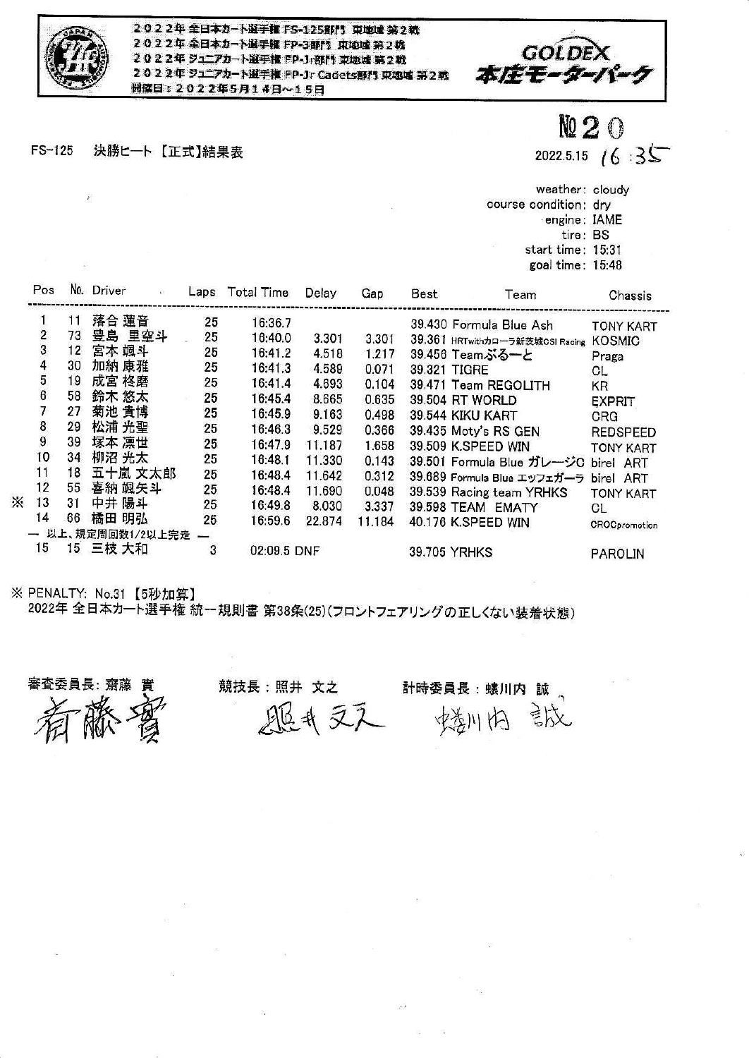2022年 全日本カート選手権 FS-125部門 東地域 第2戦
2022年 全日本カート選手権 FP-3部門 東地域 第2戦
2022年 ジュニアカート選手権 FP-Jr部門 東地域 第2戦
2022年 ジュニアカート選手権 FP-Jr Cadets部門 東地域 第2戦
開催日：2022年5月14日～15日

GOLDEX 本庄モーターパーク

№20

FS-125　決勝ヒート【正式】結果表

2022.5.15 16:35

weather: cloudy
course condition: dry
engine: IAME
tire: BS
start time: 15:31
goal time: 15:48

| | Pos | No. | Driver | Laps | Total Time | Delay | Gap | Best | Team | Chassis |
|---|---|---|---|---|---|---|---|---|---|---|
| | 1 | 11 | 落合 蓮音 | 25 | 16:36.7 | | | 39.430 | Formula Blue Ash | TONY KART |
| | 2 | 73 | 豊島 里空斗 | 25 | 16:40.0 | 3.301 | 3.301 | 39.361 | HRTwithカローラ新茨城CSI Racing | KOSMIC |
| | 3 | 12 | 宮本 颯斗 | 25 | 16:41.2 | 4.518 | 1.217 | 39.456 | Teamぶるーと | Praga |
| | 4 | 30 | 加納 康雅 | 25 | 16:41.3 | 4.589 | 0.071 | 39.321 | TIGRE | CL |
| | 5 | 19 | 成宮 柊磨 | 25 | 16:41.4 | 4.693 | 0.104 | 39.471 | Team REGOLITH | KR |
| | 6 | 58 | 鈴木 悠太 | 25 | 16:45.4 | 8.665 | 0.635 | 39.504 | RT WORLD | EXPRIT |
| | 7 | 27 | 菊池 貴博 | 25 | 16:45.9 | 9.163 | 0.498 | 39.544 | KIKU KART | CRG |
| | 8 | 29 | 松浦 光聖 | 25 | 16:46.3 | 9.529 | 0.366 | 39.435 | Moty's RS GEN | REDSPEED |
| | 9 | 39 | 塚本 凛世 | 25 | 16:47.9 | 11.187 | 1.658 | 39.509 | K.SPEED WIN | TONY KART |
| | 10 | 34 | 柳沼 光太 | 25 | 16:48.1 | 11.330 | 0.143 | 39.501 | Formula Blue ガレージC | birel ART |
| | 11 | 18 | 五十嵐 文太郎 | 25 | 16:48.4 | 11.642 | 0.312 | 39.689 | Formula Blue エッフェガーラ | birel ART |
| | 12 | 55 | 喜納 颯矢斗 | 25 | 16:48.4 | 11.690 | 0.048 | 39.539 | Racing team YRHKS | TONY KART |
| ※ | 13 | 31 | 中井 陽斗 | 25 | 16:49.8 | 8.030 | 3.337 | 39.598 | TEAM EMATY | CL |
| | 14 | 66 | 橋田 明弘 | 25 | 16:59.6 | 22.874 | 11.184 | 40.176 | K.SPEED WIN | CROCpromotion |
| | — 以上、規定周回数1/2以上完走 — | | | | | | | | | |
| | 15 | 15 | 三枝 大和 | 3 | 02:09.5 DNF | | | 39.705 | YRHKS | PAROLIN |

※ PENALTY: No.31【5秒加算】
2022年 全日本カート選手権 統一規則書 第38条(25)(フロントフェアリングの正しくない装着状態)

審査委員長：齋藤 實　　競技長：照井 文之　　計時委員長：蟻川内 誠